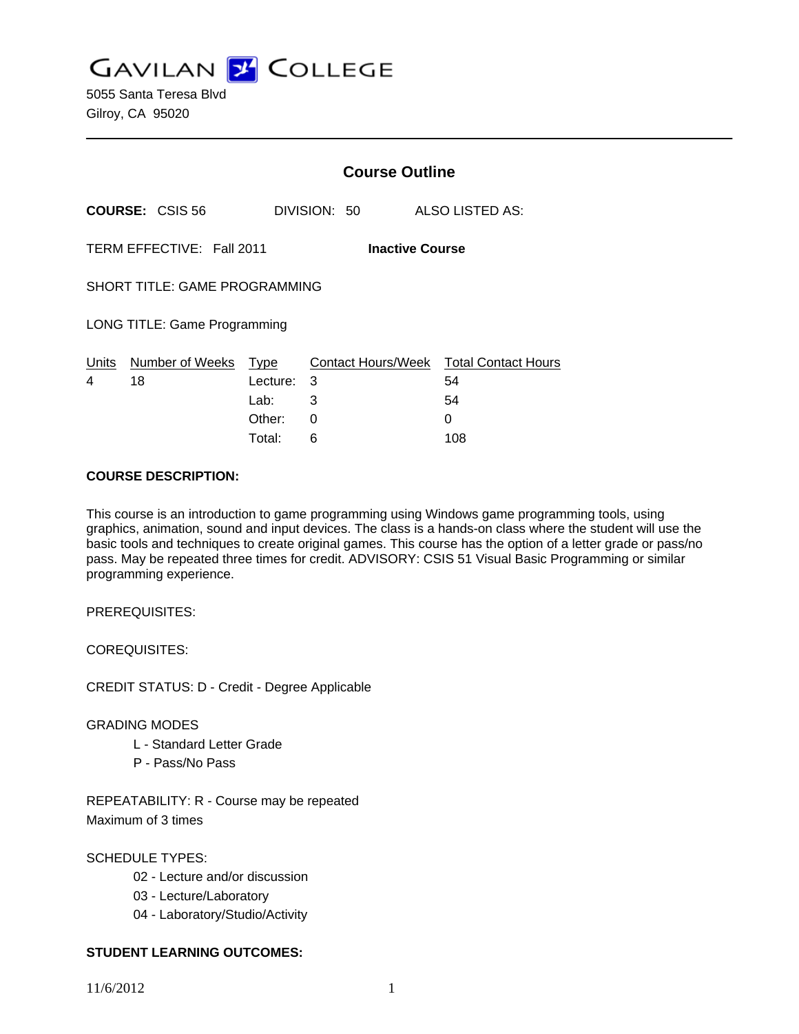# GAVILAN COLLEGE

5055 Santa Teresa Blvd
Gilroy, CA 95020

---

## Course Outline

**COURSE:** CSIS 56 DIVISION: 50 ALSO LISTED AS:

TERM EFFECTIVE: Fall 2011 **Inactive Course**

SHORT TITLE: GAME PROGRAMMING

LONG TITLE: Game Programming

| Units | Number of Weeks | Type | Contact Hours/Week | Total Contact Hours |
|---|---|---|---|---|
| 4 | 18 | Lecture: | 3 | 54 |
| | | Lab: | 3 | 54 |
| | | Other: | 0 | 0 |
| | | Total: | 6 | 108 |

**COURSE DESCRIPTION:**

This course is an introduction to game programming using Windows game programming tools, using graphics, animation, sound and input devices. The class is a hands-on class where the student will use the basic tools and techniques to create original games. This course has the option of a letter grade or pass/no pass. May be repeated three times for credit. ADVISORY: CSIS 51 Visual Basic Programming or similar programming experience.

PREREQUISITES:

COREQUISITES:

CREDIT STATUS: D - Credit - Degree Applicable

GRADING MODES

- L - Standard Letter Grade
- P - Pass/No Pass

REPEATABILITY: R - Course may be repeated
Maximum of 3 times

SCHEDULE TYPES:

- 02 - Lecture and/or discussion
- 03 - Lecture/Laboratory
- 04 - Laboratory/Studio/Activity

**STUDENT LEARNING OUTCOMES:**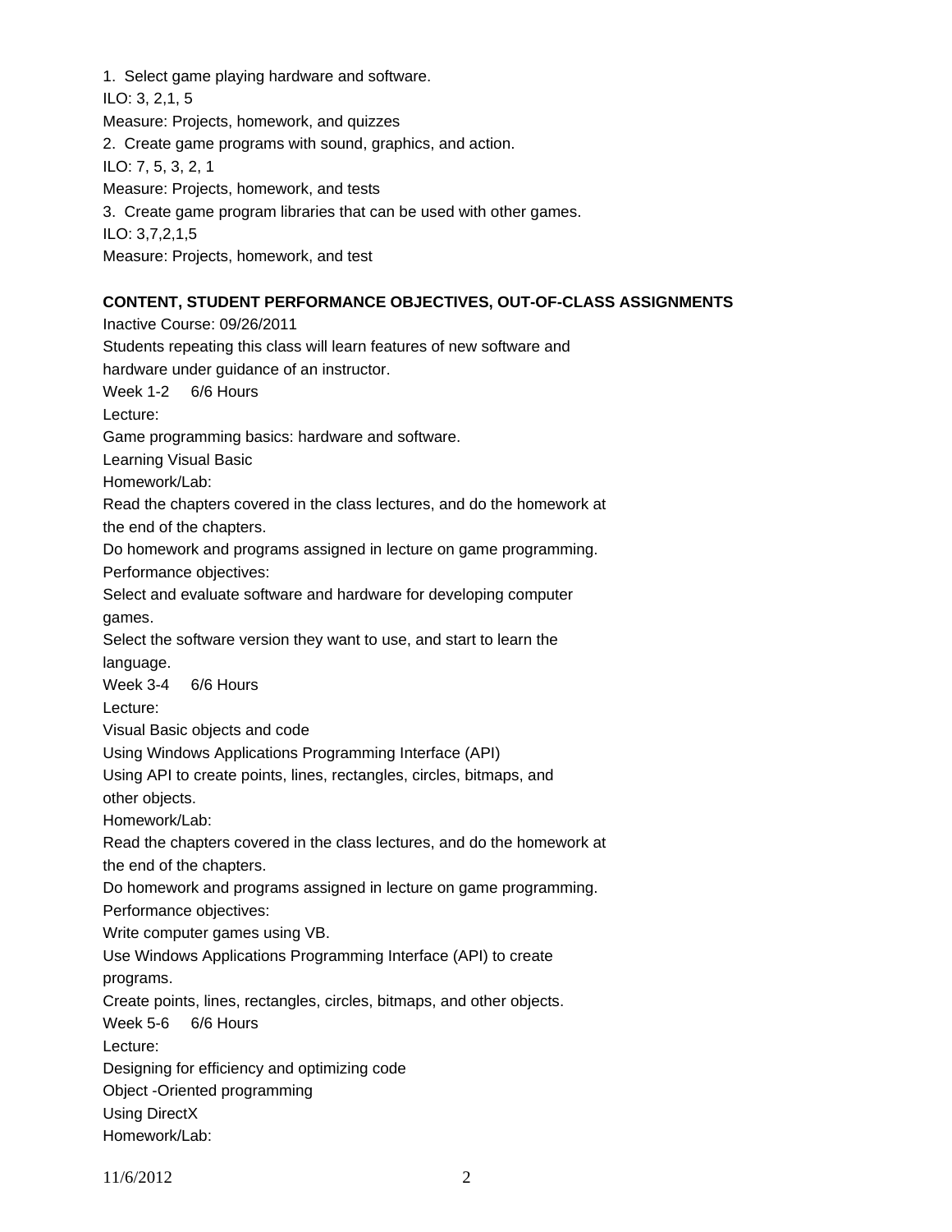1. Select game playing hardware and software.

ILO: 3, 2,1, 5

Measure: Projects, homework, and quizzes

2. Create game programs with sound, graphics, and action.

ILO: 7, 5, 3, 2, 1

Measure: Projects, homework, and tests

3. Create game program libraries that can be used with other games.

ILO: 3,7,2,1,5

Measure: Projects, homework, and test

**CONTENT, STUDENT PERFORMANCE OBJECTIVES, OUT-OF-CLASS ASSIGNMENTS**

Inactive Course: 09/26/2011

Students repeating this class will learn features of new software and hardware under guidance of an instructor.

Week 1-2 6/6 Hours

Lecture:

Game programming basics: hardware and software.

Learning Visual Basic

Homework/Lab:

Read the chapters covered in the class lectures, and do the homework at the end of the chapters.

Do homework and programs assigned in lecture on game programming.

Performance objectives:

Select and evaluate software and hardware for developing computer games.

Select the software version they want to use, and start to learn the language.

Week 3-4 6/6 Hours

Lecture:

Visual Basic objects and code

Using Windows Applications Programming Interface (API)

Using API to create points, lines, rectangles, circles, bitmaps, and other objects.

Homework/Lab:

Read the chapters covered in the class lectures, and do the homework at the end of the chapters.

Do homework and programs assigned in lecture on game programming.

Performance objectives:

Write computer games using VB.

Use Windows Applications Programming Interface (API) to create programs.

Create points, lines, rectangles, circles, bitmaps, and other objects.

Week 5-6 6/6 Hours

Lecture:

Designing for efficiency and optimizing code

Object -Oriented programming

Using DirectX

Homework/Lab: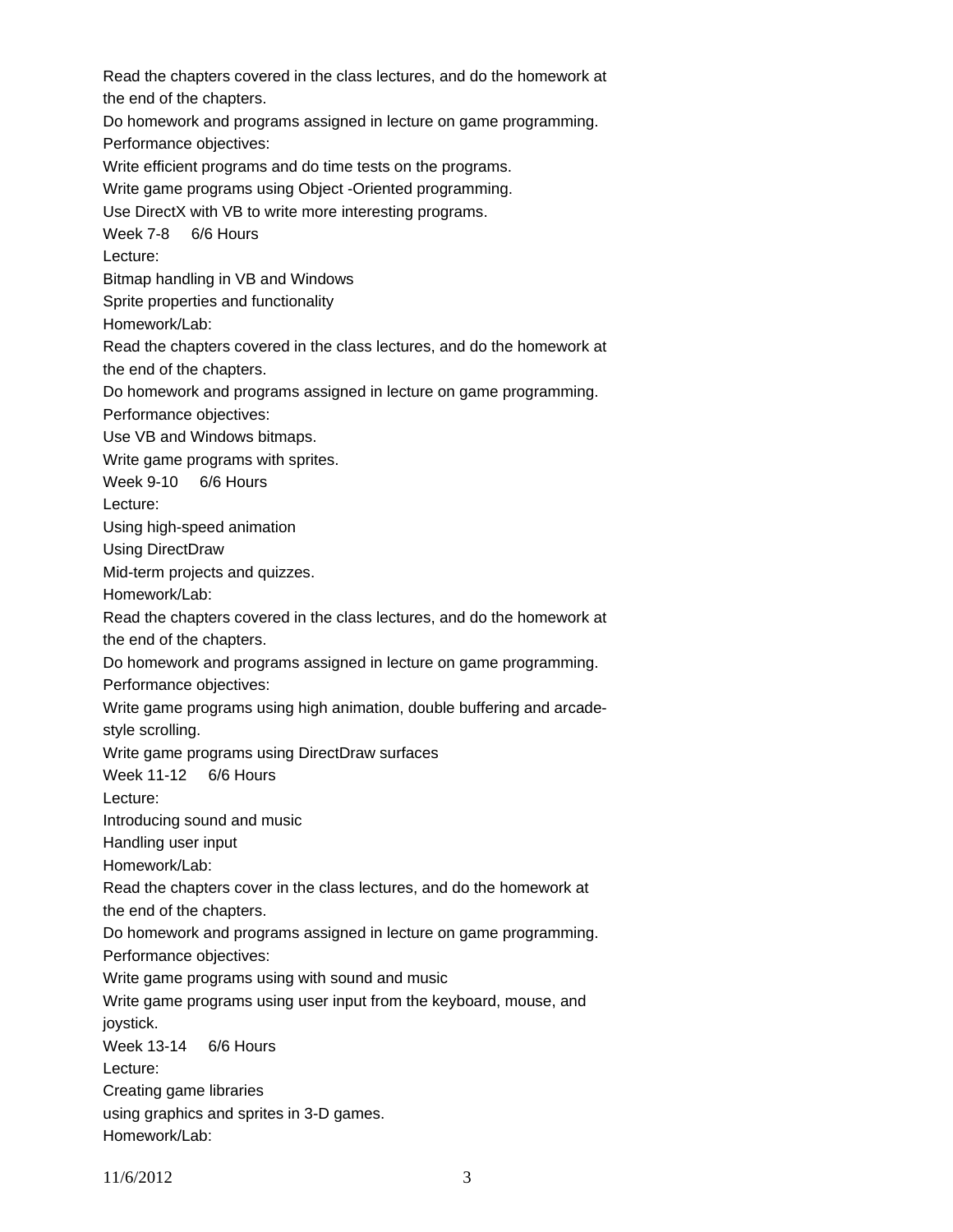Read the chapters covered in the class lectures, and do the homework at the end of the chapters.

Do homework and programs assigned in lecture on game programming.

Performance objectives:

Write efficient programs and do time tests on the programs.

Write game programs using Object -Oriented programming.

Use DirectX with VB to write more interesting programs.

Week 7-8 6/6 Hours

Lecture:

Bitmap handling in VB and Windows

Sprite properties and functionality

Homework/Lab:

Read the chapters covered in the class lectures, and do the homework at the end of the chapters.

Do homework and programs assigned in lecture on game programming.

Performance objectives:

Use VB and Windows bitmaps.

Write game programs with sprites.

Week 9-10 6/6 Hours

Lecture:

Using high-speed animation

Using DirectDraw

Mid-term projects and quizzes.

Homework/Lab:

Read the chapters covered in the class lectures, and do the homework at the end of the chapters.

Do homework and programs assigned in lecture on game programming.

Performance objectives:

Write game programs using high animation, double buffering and arcade-style scrolling.

Write game programs using DirectDraw surfaces

Week 11-12 6/6 Hours

Lecture:

Introducing sound and music

Handling user input

Homework/Lab:

Read the chapters cover in the class lectures, and do the homework at the end of the chapters.

Do homework and programs assigned in lecture on game programming.

Performance objectives:

Write game programs using with sound and music

Write game programs using user input from the keyboard, mouse, and joystick.

Week 13-14 6/6 Hours

Lecture:

Creating game libraries

using graphics and sprites in 3-D games.

Homework/Lab: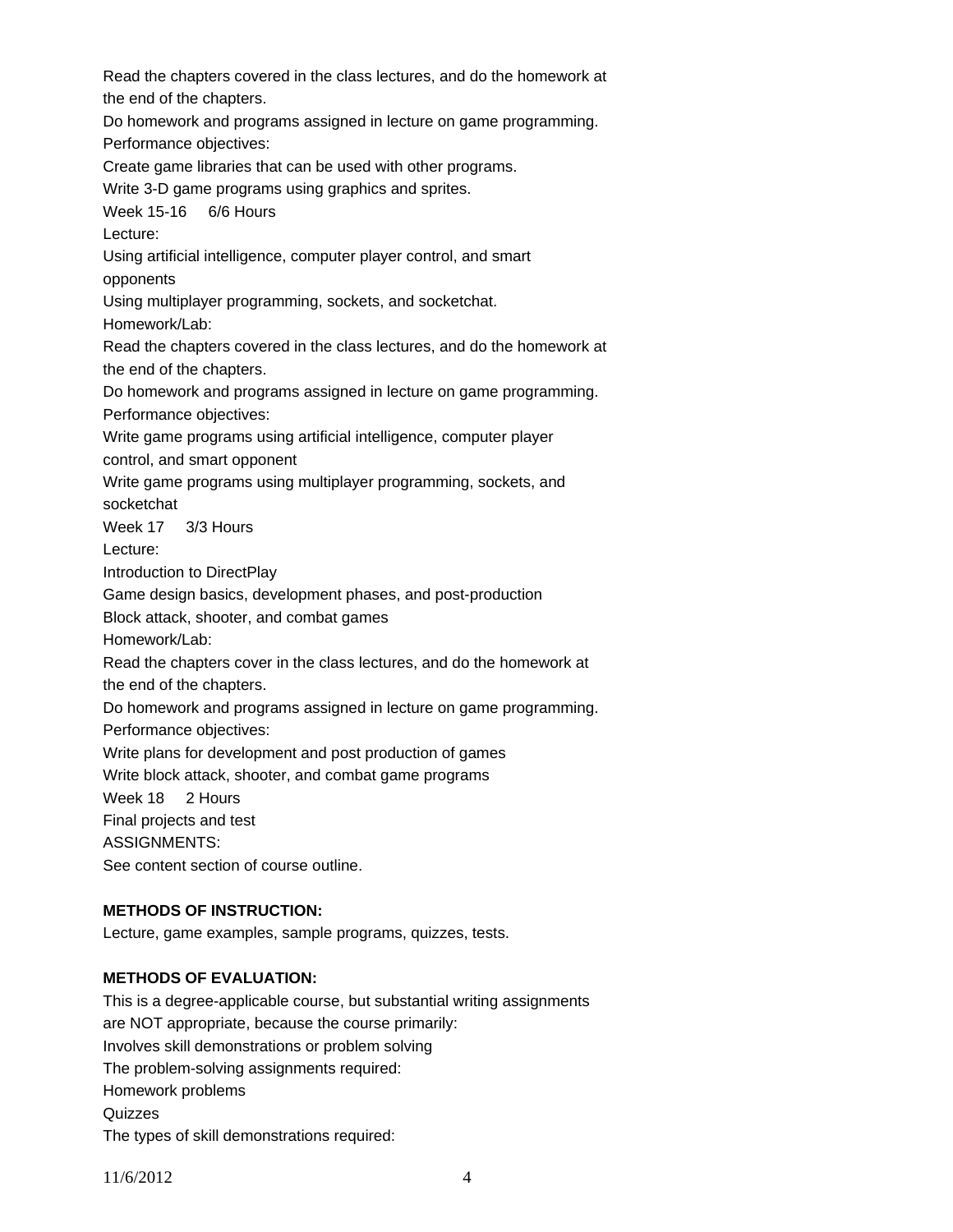Read the chapters covered in the class lectures, and do the homework at the end of the chapters.

Do homework and programs assigned in lecture on game programming.

Performance objectives:

Create game libraries that can be used with other programs.

Write 3-D game programs using graphics and sprites.

Week 15-16 6/6 Hours

Lecture:

Using artificial intelligence, computer player control, and smart opponents

Using multiplayer programming, sockets, and socketchat.

Homework/Lab:

Read the chapters covered in the class lectures, and do the homework at the end of the chapters.

Do homework and programs assigned in lecture on game programming.

Performance objectives:

Write game programs using artificial intelligence, computer player control, and smart opponent

Write game programs using multiplayer programming, sockets, and socketchat

Week 17 3/3 Hours

Lecture:

Introduction to DirectPlay

Game design basics, development phases, and post-production

Block attack, shooter, and combat games

Homework/Lab:

Read the chapters cover in the class lectures, and do the homework at the end of the chapters.

Do homework and programs assigned in lecture on game programming.

Performance objectives:

Write plans for development and post production of games

Write block attack, shooter, and combat game programs

Week 18 2 Hours

Final projects and test

ASSIGNMENTS:

See content section of course outline.

**METHODS OF INSTRUCTION:**

Lecture, game examples, sample programs, quizzes, tests.

**METHODS OF EVALUATION:**

This is a degree-applicable course, but substantial writing assignments are NOT appropriate, because the course primarily:

Involves skill demonstrations or problem solving

The problem-solving assignments required:

Homework problems

Quizzes

The types of skill demonstrations required: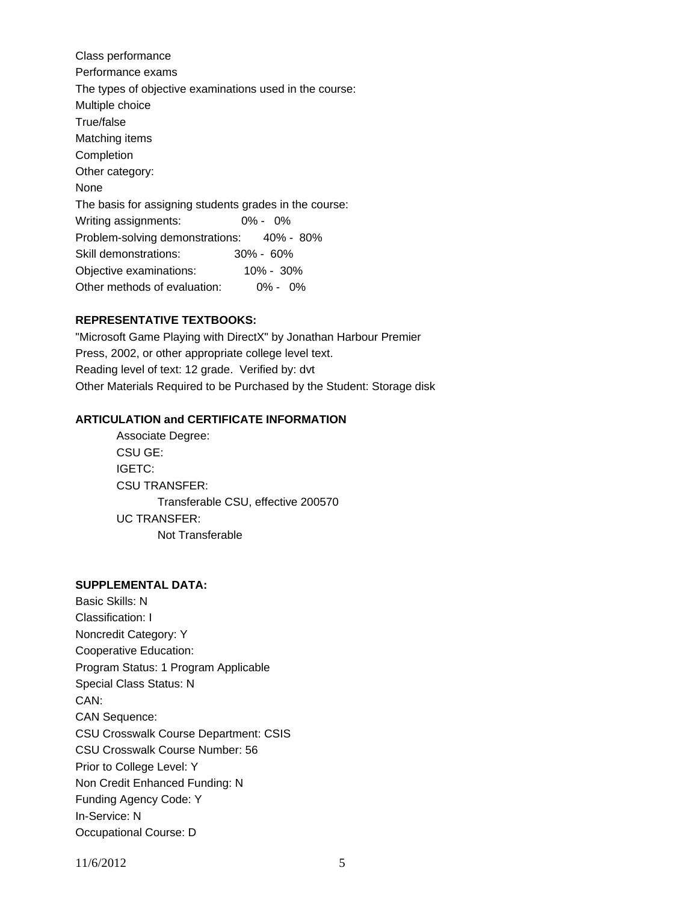Class performance

Performance exams

The types of objective examinations used in the course:

Multiple choice

True/false

Matching items

Completion

Other category:

None

The basis for assigning students grades in the course:

Writing assignments: 0% - 0%

Problem-solving demonstrations: 40% - 80%

Skill demonstrations: 30% - 60%

Objective examinations: 10% - 30%

Other methods of evaluation: 0% - 0%

**REPRESENTATIVE TEXTBOOKS:**

"Microsoft Game Playing with DirectX" by Jonathan Harbour Premier Press, 2002, or other appropriate college level text.

Reading level of text: 12 grade. Verified by: dvt

Other Materials Required to be Purchased by the Student: Storage disk

**ARTICULATION and CERTIFICATE INFORMATION**

Associate Degree:

CSU GE:

IGETC:

CSU TRANSFER:

Transferable CSU, effective 200570

UC TRANSFER:

Not Transferable

**SUPPLEMENTAL DATA:**

Basic Skills: N

Classification: I

Noncredit Category: Y

Cooperative Education:

Program Status: 1 Program Applicable

Special Class Status: N

CAN:

CAN Sequence:

CSU Crosswalk Course Department: CSIS

CSU Crosswalk Course Number: 56

Prior to College Level: Y

Non Credit Enhanced Funding: N

Funding Agency Code: Y

In-Service: N

Occupational Course: D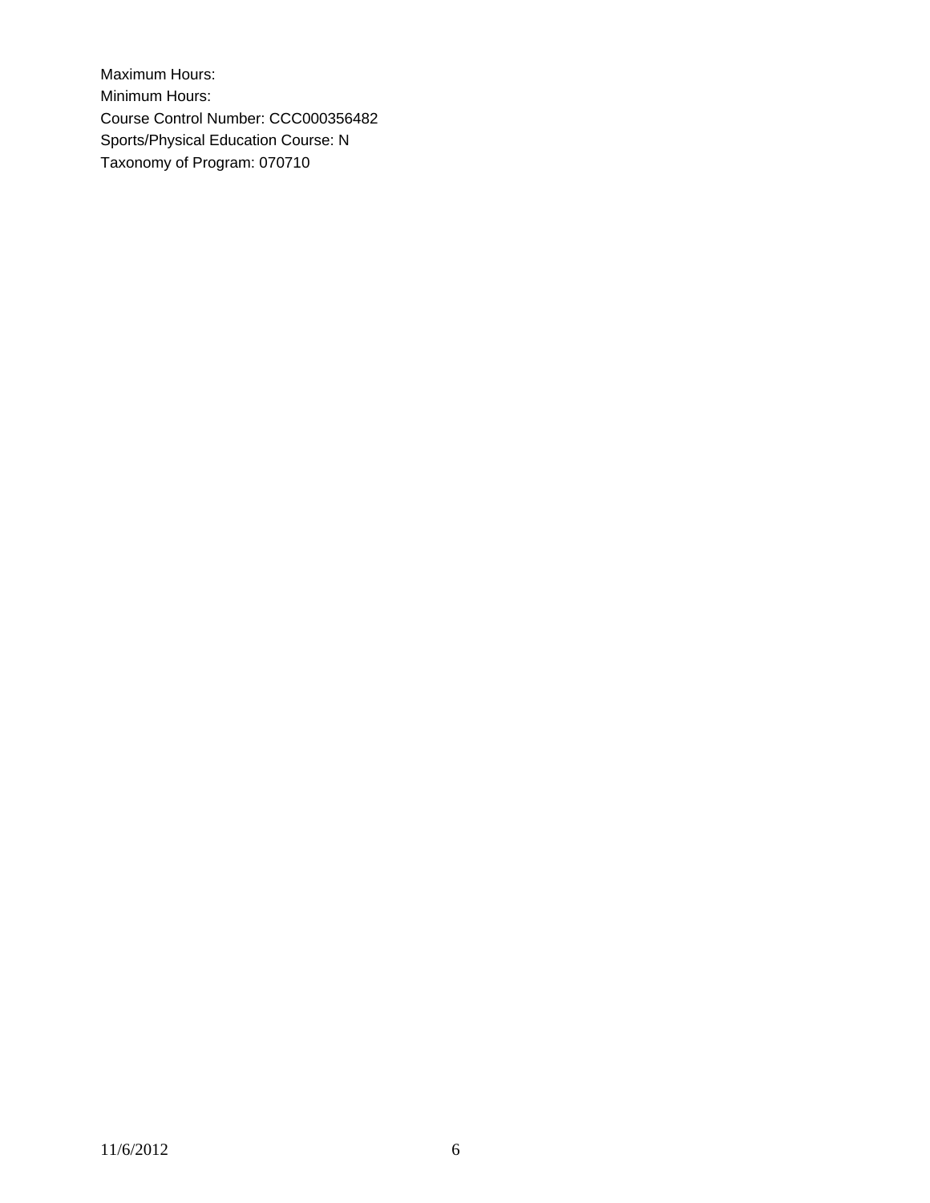Maximum Hours:

Minimum Hours:

Course Control Number: CCC000356482

Sports/Physical Education Course: N

Taxonomy of Program: 070710